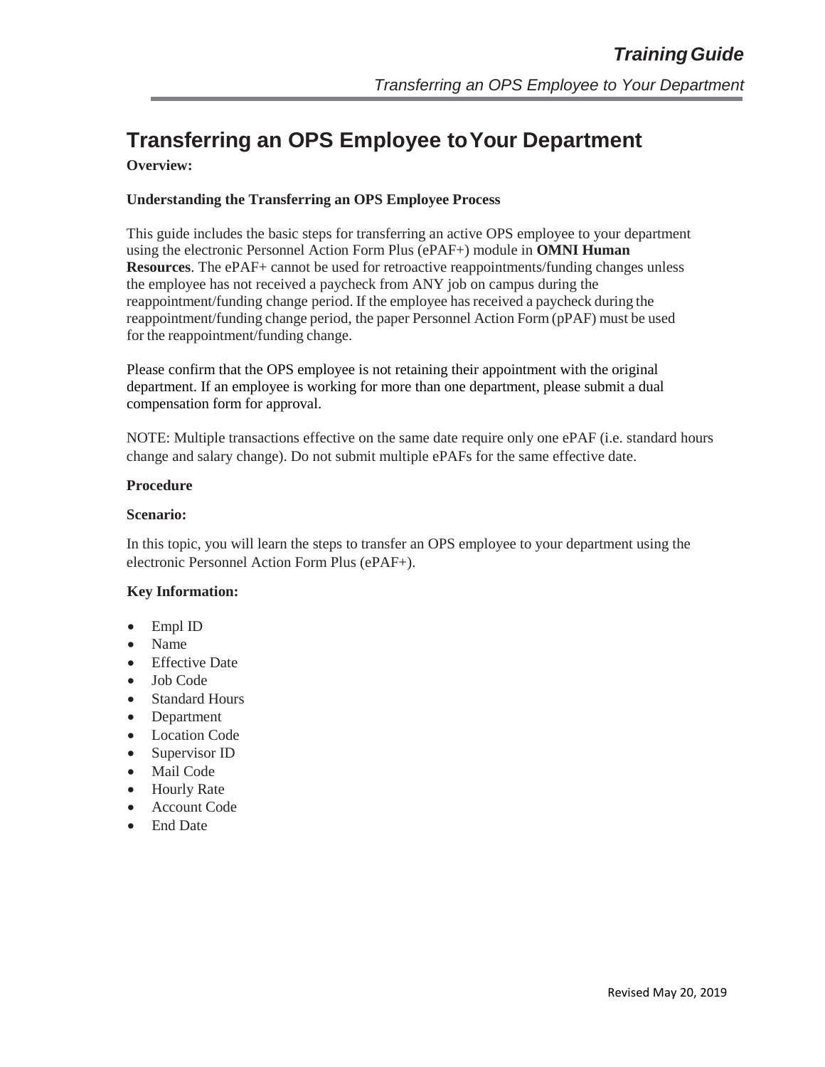# Transferring an OPS Employee to Your Department

**Overview:**

**Understanding the Transferring an OPS Employee Process**

This guide includes the basic steps for transferring an active OPS employee to your department using the electronic Personnel Action Form Plus (ePAF+) module in **OMNI Human Resources**. The ePAF+ cannot be used for retroactive reappointments/funding changes unless the employee has not received a paycheck from ANY job on campus during the reappointment/funding change period. If the employee has received a paycheck during the reappointment/funding change period, the paper Personnel Action Form (pPAF) must be used for the reappointment/funding change.

Please confirm that the OPS employee is not retaining their appointment with the original department. If an employee is working for more than one department, please submit a dual compensation form for approval.

NOTE: Multiple transactions effective on the same date require only one ePAF (i.e. standard hours change and salary change). Do not submit multiple ePAFs for the same effective date.

**Procedure**

**Scenario:**

In this topic, you will learn the steps to transfer an OPS employee to your department using the electronic Personnel Action Form Plus (ePAF+).

**Key Information:**

- Empl ID
- Name
- Effective Date
- Job Code
- Standard Hours
- Department
- Location Code
- Supervisor ID
- Mail Code
- Hourly Rate
- Account Code
- End Date

Revised May 20, 2019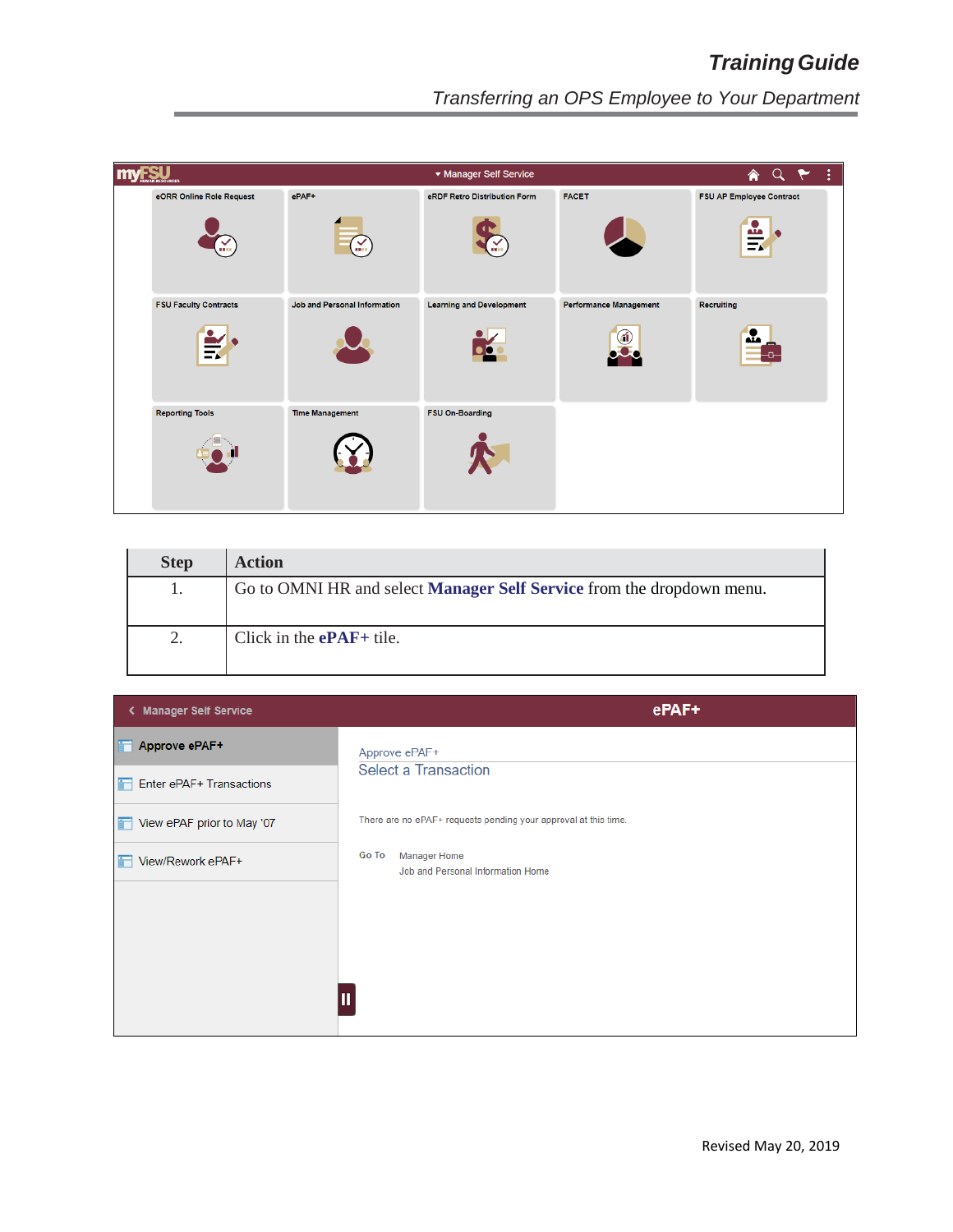| Step | Action |
|---|---|
| 1. | Go to OMNI HR and select **Manager Self Service** from the dropdown menu. |
| 2. | Click in the **ePAF+** tile. |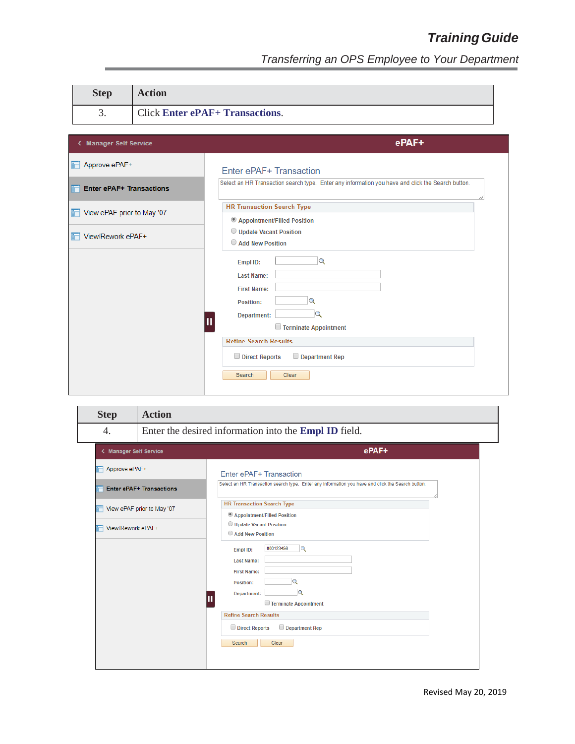| Step | Action |
| --- | --- |
| 3. | Click **Enter ePAF+ Transactions**. |

< Manager Self Service

ePAF+

Approve ePAF+

Enter ePAF+ Transactions

View ePAF prior to May '07

View/Rework ePAF+

Enter ePAF+ Transaction

Select an HR Transaction search type. Enter any information you have and click the Search button.

HR Transaction Search Type

Appointment/Filled Position

Update Vacant Position

Add New Position

Empl ID:

Last Name:

First Name:

Position:

Department:

Terminate Appointment

Refine Search Results

Direct Reports

Department Rep

Search

Clear

| Step | Action |
| --- | --- |
| 4. | Enter the desired information into the **Empl ID** field. |

< Manager Self Service

ePAF+

Approve ePAF+

Enter ePAF+ Transactions

View ePAF prior to May '07

View/Rework ePAF+

Enter ePAF+ Transaction

Select an HR Transaction search type. Enter any information you have and click the Search button.

HR Transaction Search Type

Appointment/Filled Position

Update Vacant Position

Add New Position

Empl ID: 000123456

Last Name:

First Name:

Position:

Department:

Terminate Appointment

Refine Search Results

Direct Reports

Department Rep

Search

Clear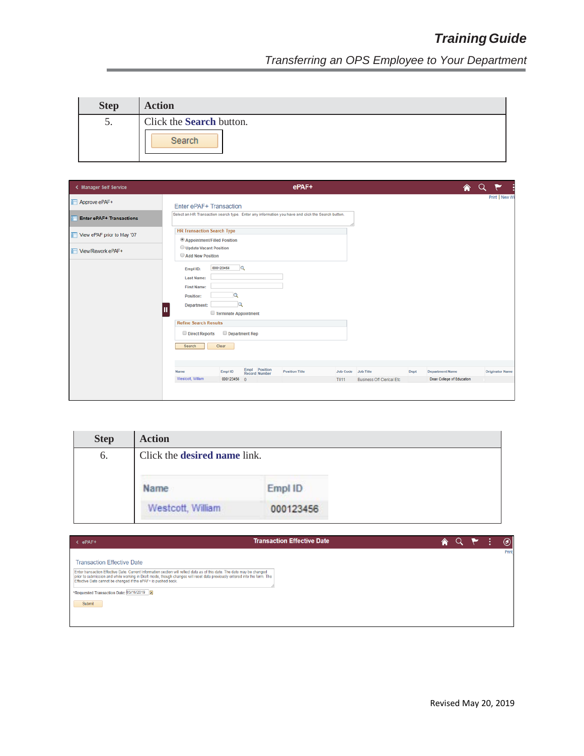| Step | Action |
| --- | --- |
| 5. | Click the **Search** button. |

| Step | Action |
| --- | --- |
| 6. | Click the **desired name** link. |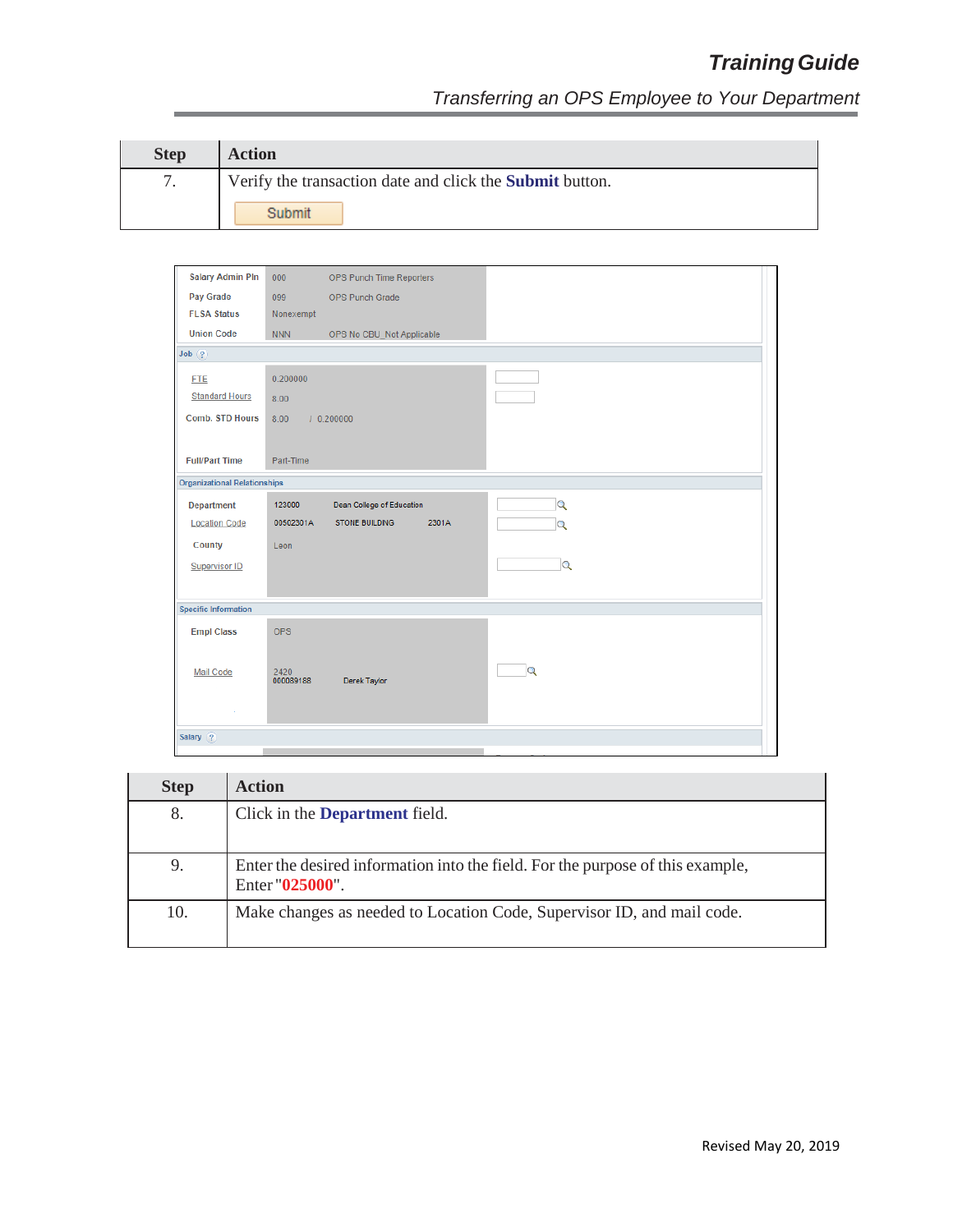| Step | Action |
| --- | --- |
| 7. | Verify the transaction date and click the **Submit** button. Submit |

| Salary Admin Pln | 000 | OPS Punch Time Reporters |
| --- | --- | --- |
| Pay Grade | 099 | OPS Punch Grade |
| FLSA Status | Nonexempt | |
| Union Code | NNN | OPS No CBU_Not Applicable |

Job

| | | |
| --- | --- | --- |
| FTE | 0.200000 | |
| Standard Hours | 8.00 | |
| Comb. STD Hours | 8.00 / 0.200000 | |
| Full/Part Time | Part-Time | |

Organizational Relationships

| | | | |
| --- | --- | --- | --- |
| Department | 123000 | Dean College of Education | |
| Location Code | 00502301A | STONE BUILDING | 2301A |
| County | Leon | | |
| Supervisor ID | | | |

Specific Information

| | | |
| --- | --- | --- |
| Empl Class | OPS | |
| Mail Code | 2420 000089188 | Derek Taylor |

Salary

| Step | Action |
| --- | --- |
| 8. | Click in the **Department** field. |
| 9. | Enter the desired information into the field. For the purpose of this example, Enter "**025000**". |
| 10. | Make changes as needed to Location Code, Supervisor ID, and mail code. |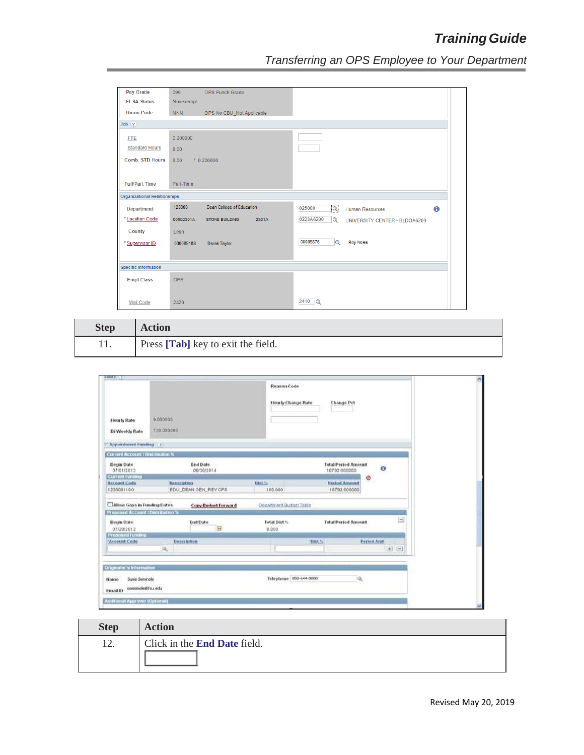| Step | Action |
| --- | --- |
| 11. | Press **[Tab]** key to exit the field. |

| Step | Action |
| --- | --- |
| 12. | Click in the **End Date** field. |

Revised May 20, 2019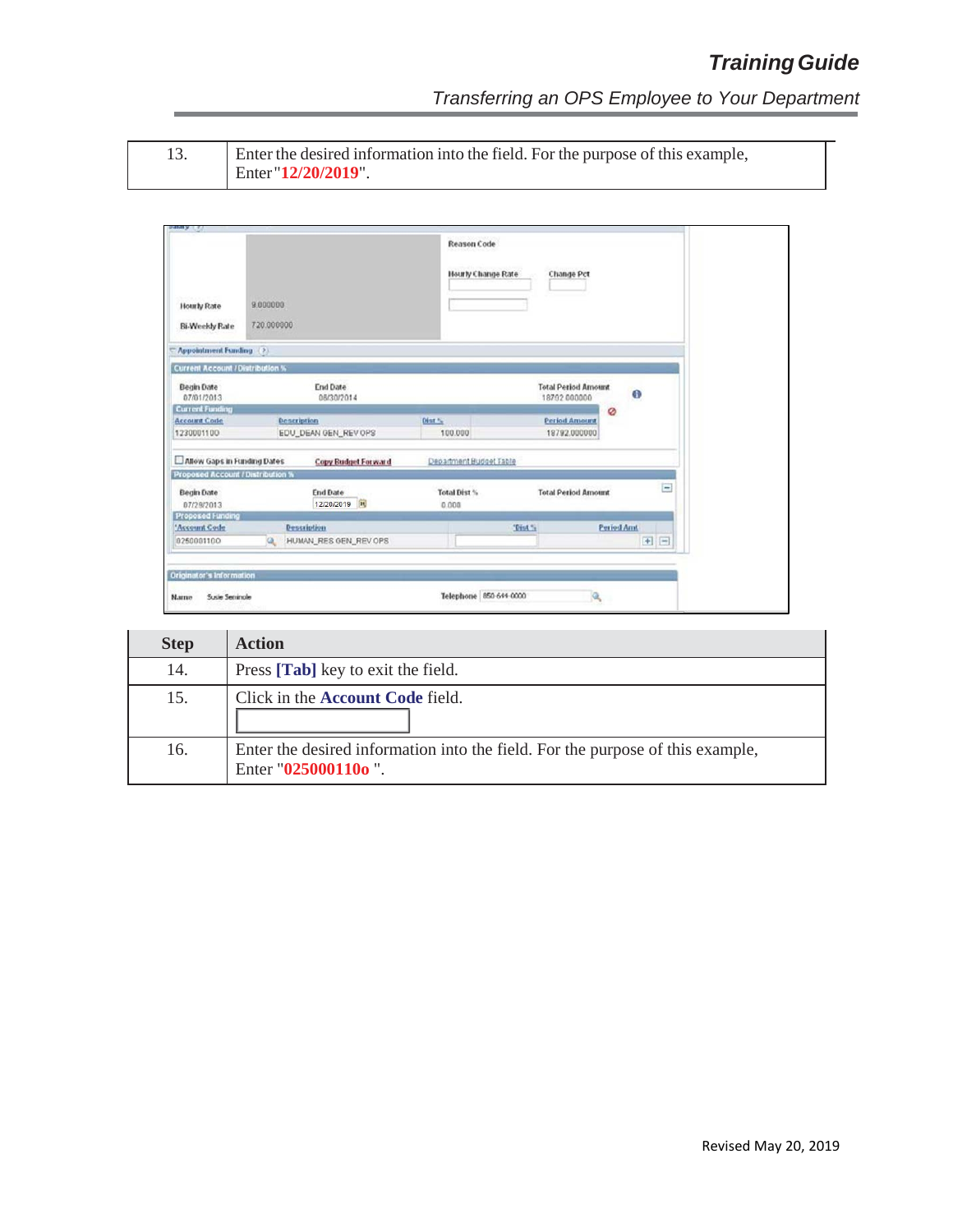| | |
|---|---|
| 13. | Enter the desired information into the field. For the purpose of this example, Enter "**12/20/2019**". |

| Step | Action |
|---|---|
| 14. | Press **[Tab]** key to exit the field. |
| 15. | Click in the **Account Code** field. |
| 16. | Enter the desired information into the field. For the purpose of this example, Enter "**025000110o** ". |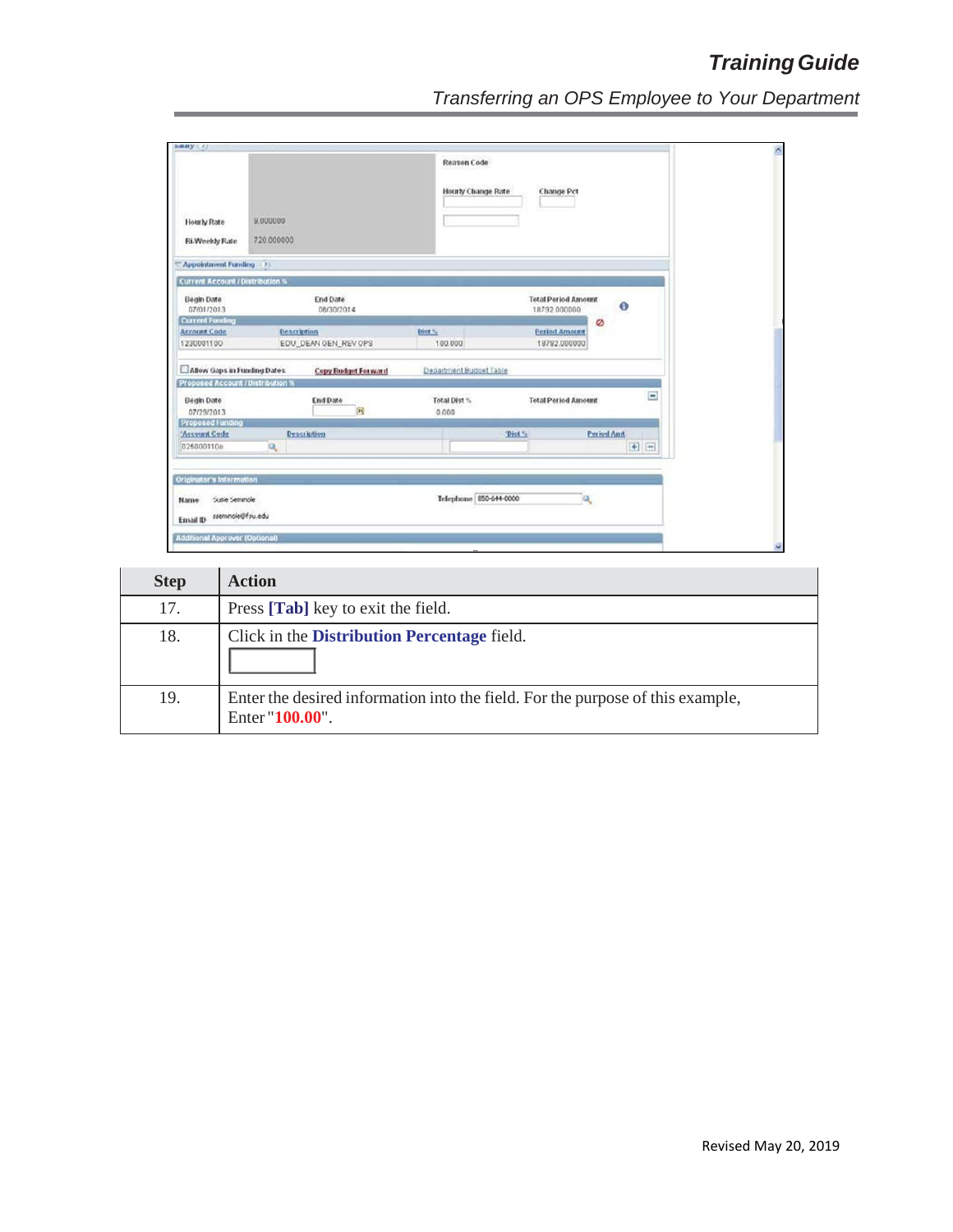| Step | Action |
| --- | --- |
| 17. | Press **[Tab]** key to exit the field. |
| 18. | Click in the **Distribution Percentage** field. |
| 19. | Enter the desired information into the field. For the purpose of this example, Enter "**100.00**". |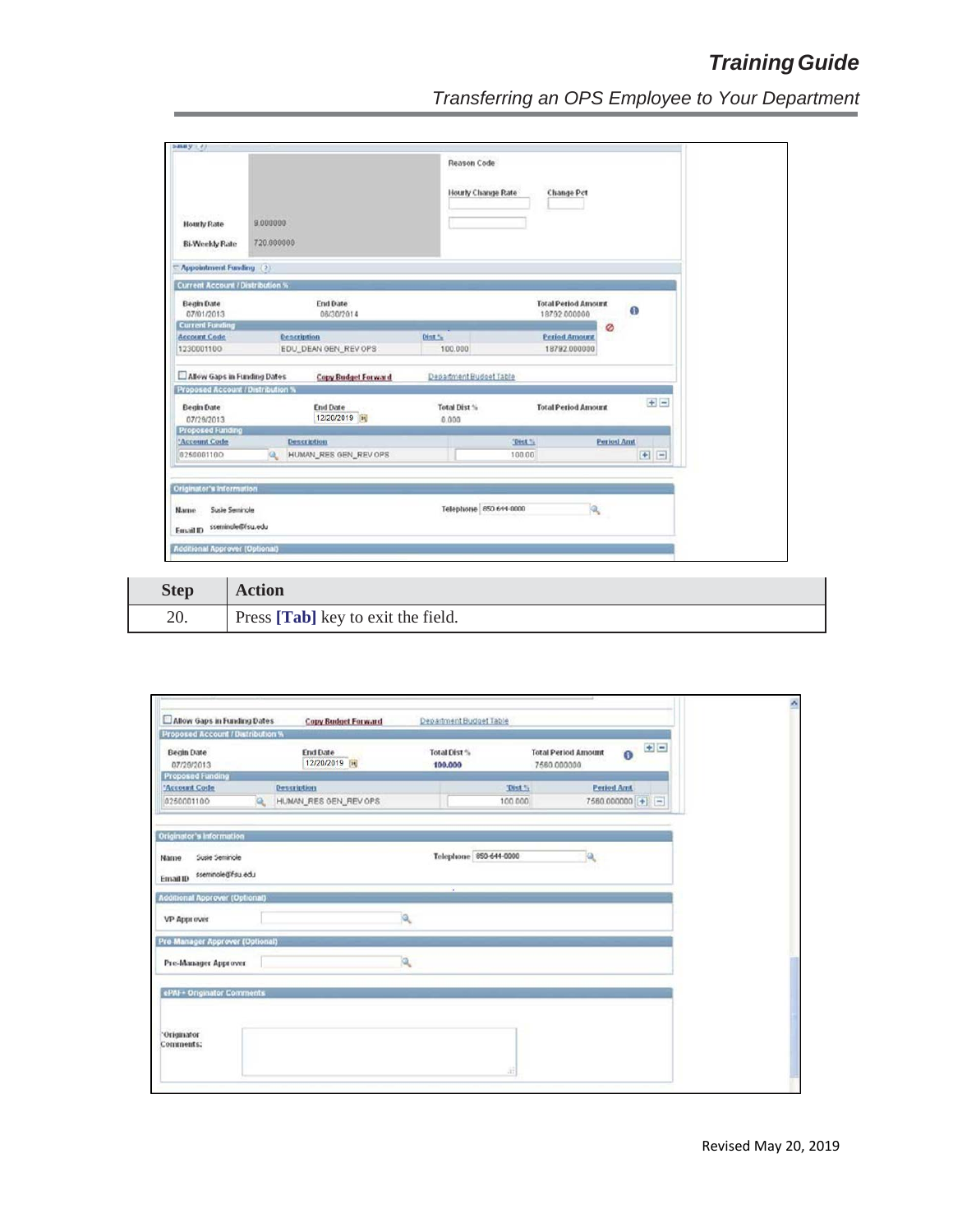| Step | Action |
| --- | --- |
| 20. | Press **[Tab]** key to exit the field. |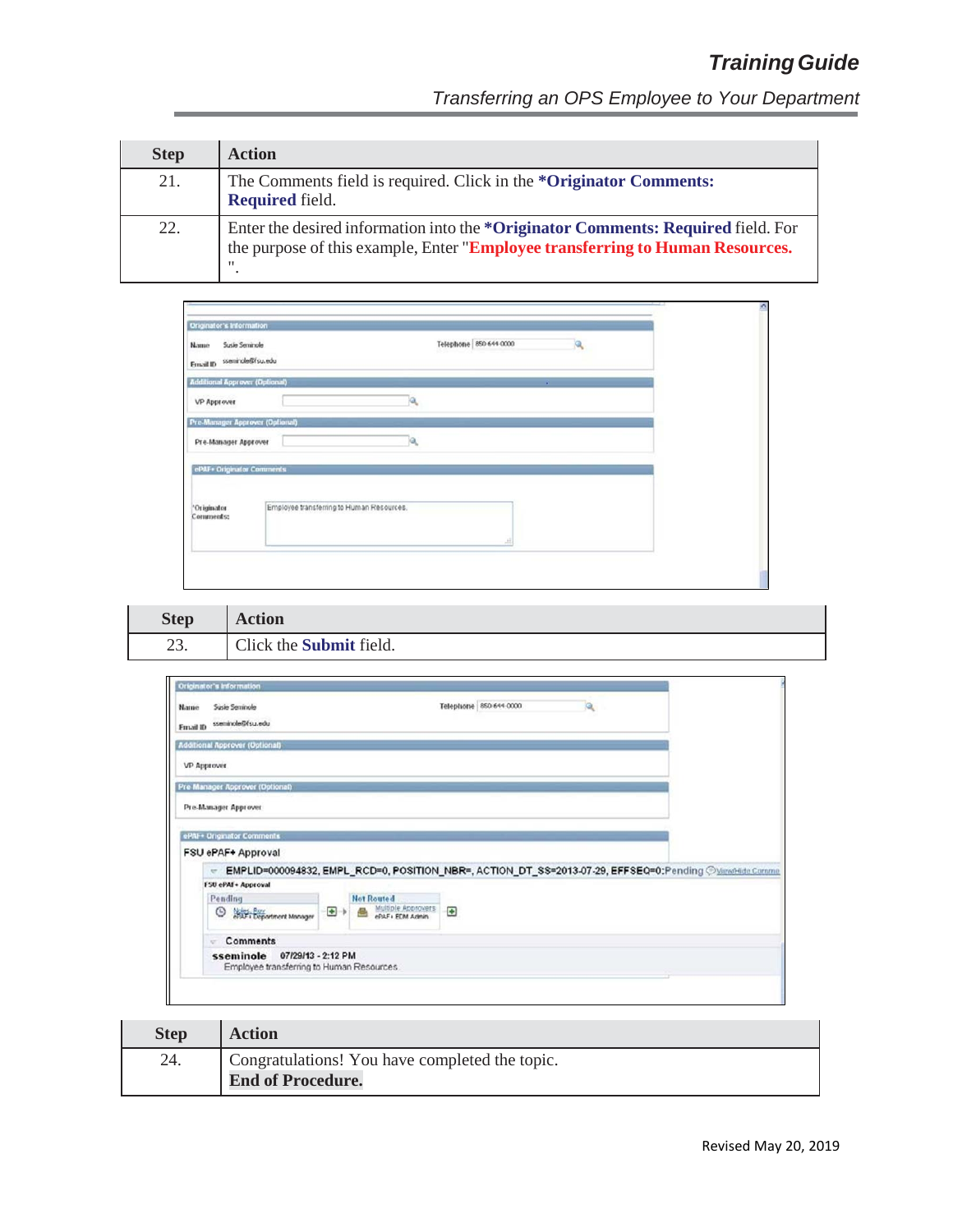| Step | Action |
| --- | --- |
| 21. | The Comments field is required. Click in the **\*Originator Comments: Required** field. |
| 22. | Enter the desired information into the **\*Originator Comments: Required** field. For the purpose of this example, Enter "**Employee transferring to Human Resources.** ". |

| Step | Action |
| --- | --- |
| 23. | Click the **Submit** field. |

| Step | Action |
| --- | --- |
| 24. | Congratulations! You have completed the topic.<br>**End of Procedure.** |

Revised May 20, 2019